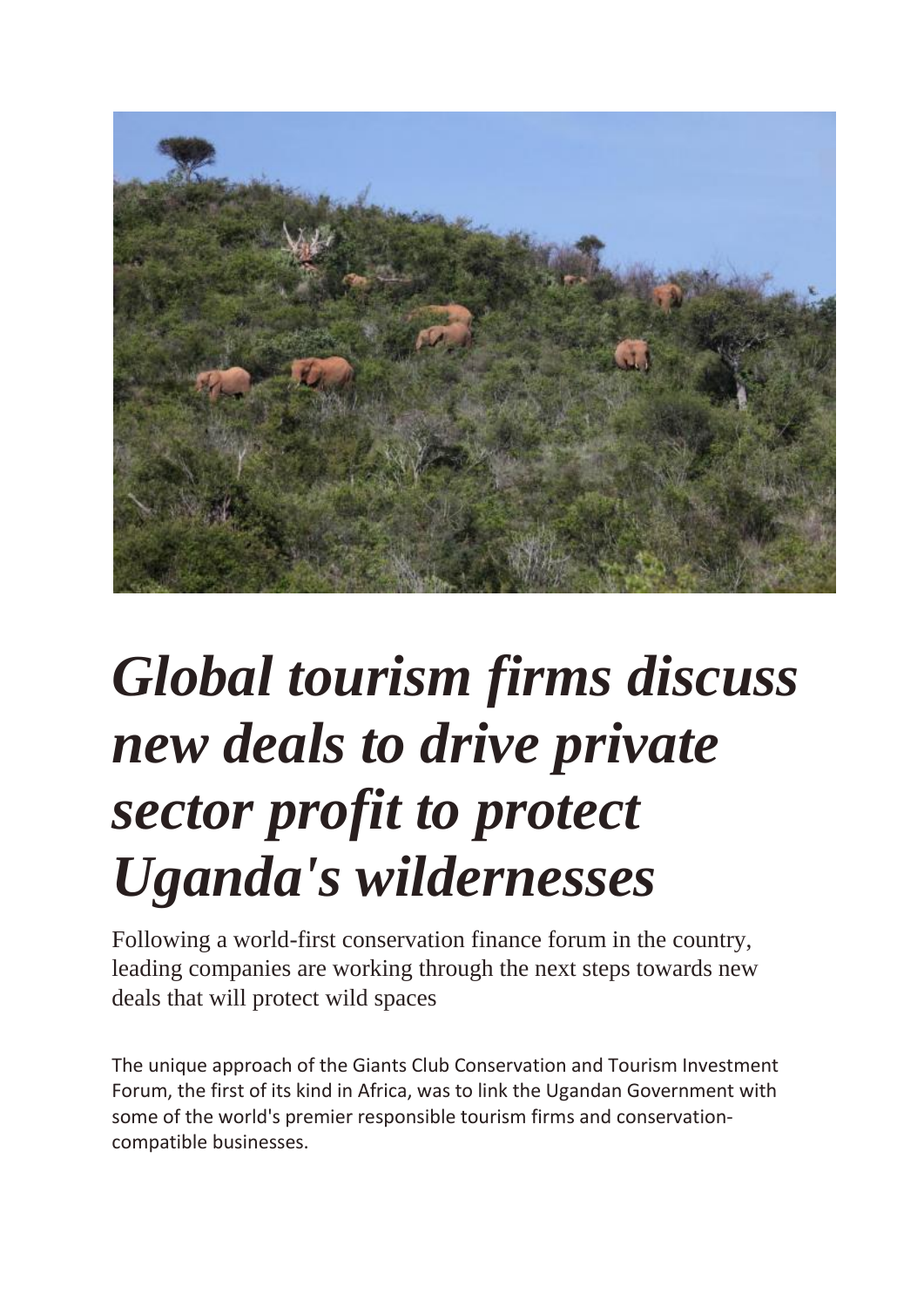# *Global tourism firms discuss new deals to drive private sector profit to protect Uganda's wildernesses*

Following a world-first conservation finance forum in the country, leading companies are working through the next steps towards new deals that will protect wild spaces

The unique approach of the Giants Club Conservation and Tourism Investment Forum, the first of its kind in Africa, was to link the Ugandan Government with some of the world's premier responsible tourism firms and conservation-compatible businesses.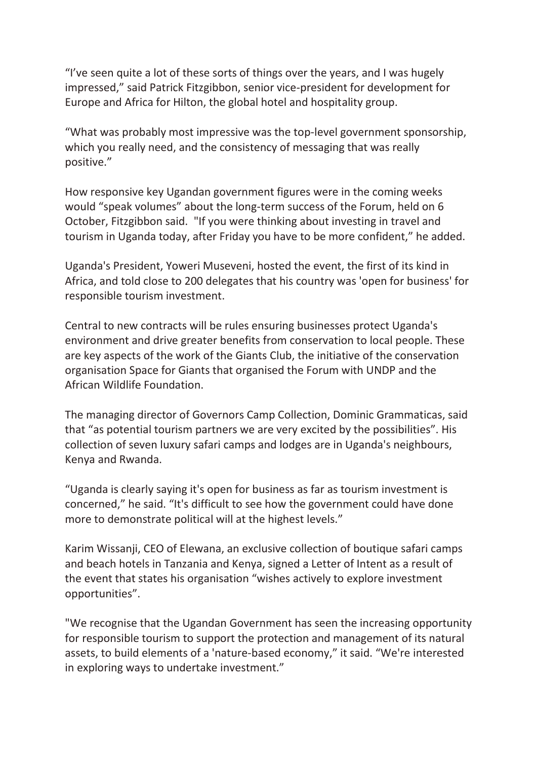"I've seen quite a lot of these sorts of things over the years, and I was hugely impressed," said Patrick Fitzgibbon, senior vice-president for development for Europe and Africa for Hilton, the global hotel and hospitality group.

"What was probably most impressive was the top-level government sponsorship, which you really need, and the consistency of messaging that was really positive."

How responsive key Ugandan government figures were in the coming weeks would "speak volumes" about the long-term success of the Forum, held on 6 October, Fitzgibbon said. "If you were thinking about investing in travel and tourism in Uganda today, after Friday you have to be more confident," he added.

Uganda's President, Yoweri Museveni, hosted the event, the first of its kind in Africa, and told close to 200 delegates that his country was 'open for business' for responsible tourism investment.

Central to new contracts will be rules ensuring businesses protect Uganda's environment and drive greater benefits from conservation to local people. These are key aspects of the work of the Giants Club, the initiative of the conservation organisation Space for Giants that organised the Forum with UNDP and the African Wildlife Foundation.

The managing director of Governors Camp Collection, Dominic Grammaticas, said that "as potential tourism partners we are very excited by the possibilities". His collection of seven luxury safari camps and lodges are in Uganda's neighbours, Kenya and Rwanda.

"Uganda is clearly saying it's open for business as far as tourism investment is concerned," he said. "It's difficult to see how the government could have done more to demonstrate political will at the highest levels."

Karim Wissanji, CEO of Elewana, an exclusive collection of boutique safari camps and beach hotels in Tanzania and Kenya, signed a Letter of Intent as a result of the event that states his organisation "wishes actively to explore investment opportunities".

"We recognise that the Ugandan Government has seen the increasing opportunity for responsible tourism to support the protection and management of its natural assets, to build elements of a 'nature-based economy," it said. "We're interested in exploring ways to undertake investment."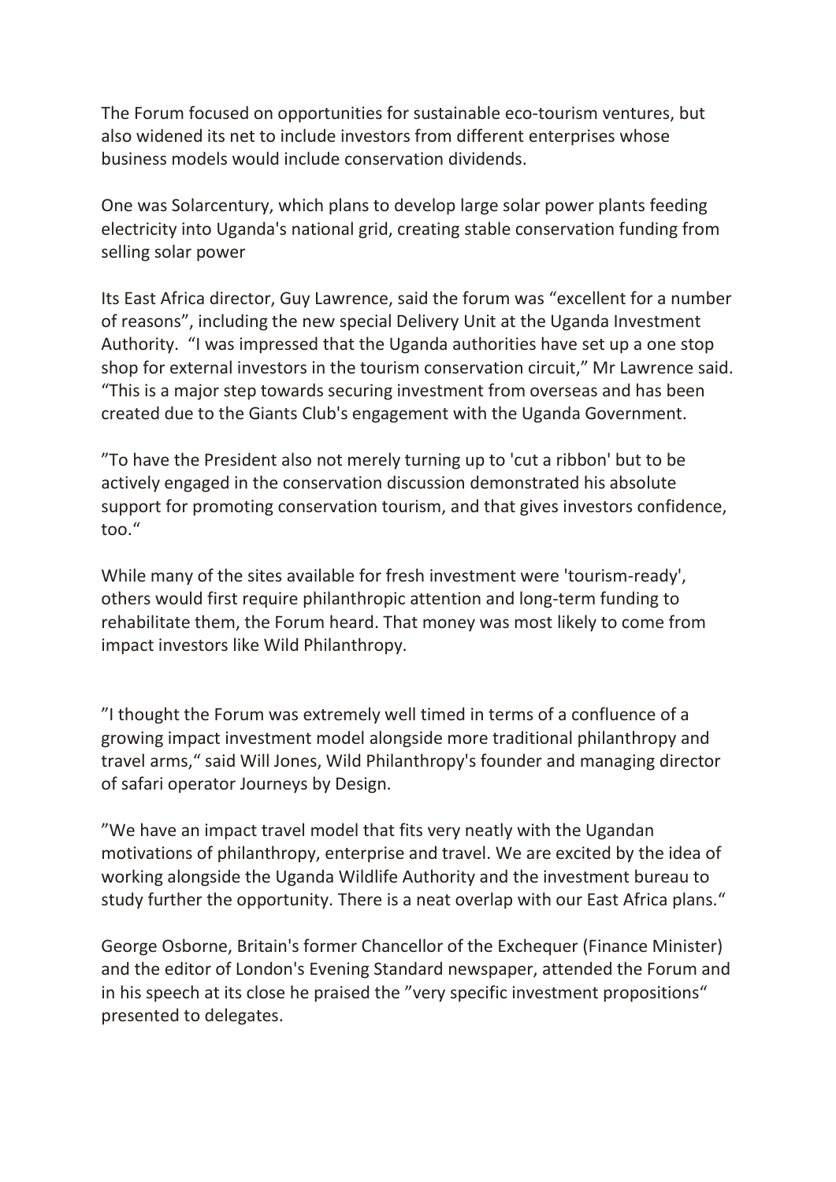The Forum focused on opportunities for sustainable eco-tourism ventures, but also widened its net to include investors from different enterprises whose business models would include conservation dividends.

One was Solarcentury, which plans to develop large solar power plants feeding electricity into Uganda's national grid, creating stable conservation funding from selling solar power

Its East Africa director, Guy Lawrence, said the forum was "excellent for a number of reasons", including the new special Delivery Unit at the Uganda Investment Authority. "I was impressed that the Uganda authorities have set up a one stop shop for external investors in the tourism conservation circuit," Mr Lawrence said. "This is a major step towards securing investment from overseas and has been created due to the Giants Club's engagement with the Uganda Government.

"To have the President also not merely turning up to 'cut a ribbon' but to be actively engaged in the conservation discussion demonstrated his absolute support for promoting conservation tourism, and that gives investors confidence, too."

While many of the sites available for fresh investment were 'tourism-ready', others would first require philanthropic attention and long-term funding to rehabilitate them, the Forum heard. That money was most likely to come from impact investors like Wild Philanthropy.

"I thought the Forum was extremely well timed in terms of a confluence of a growing impact investment model alongside more traditional philanthropy and travel arms," said Will Jones, Wild Philanthropy's founder and managing director of safari operator Journeys by Design.

"We have an impact travel model that fits very neatly with the Ugandan motivations of philanthropy, enterprise and travel. We are excited by the idea of working alongside the Uganda Wildlife Authority and the investment bureau to study further the opportunity. There is a neat overlap with our East Africa plans."

George Osborne, Britain's former Chancellor of the Exchequer (Finance Minister) and the editor of London's Evening Standard newspaper, attended the Forum and in his speech at its close he praised the "very specific investment propositions" presented to delegates.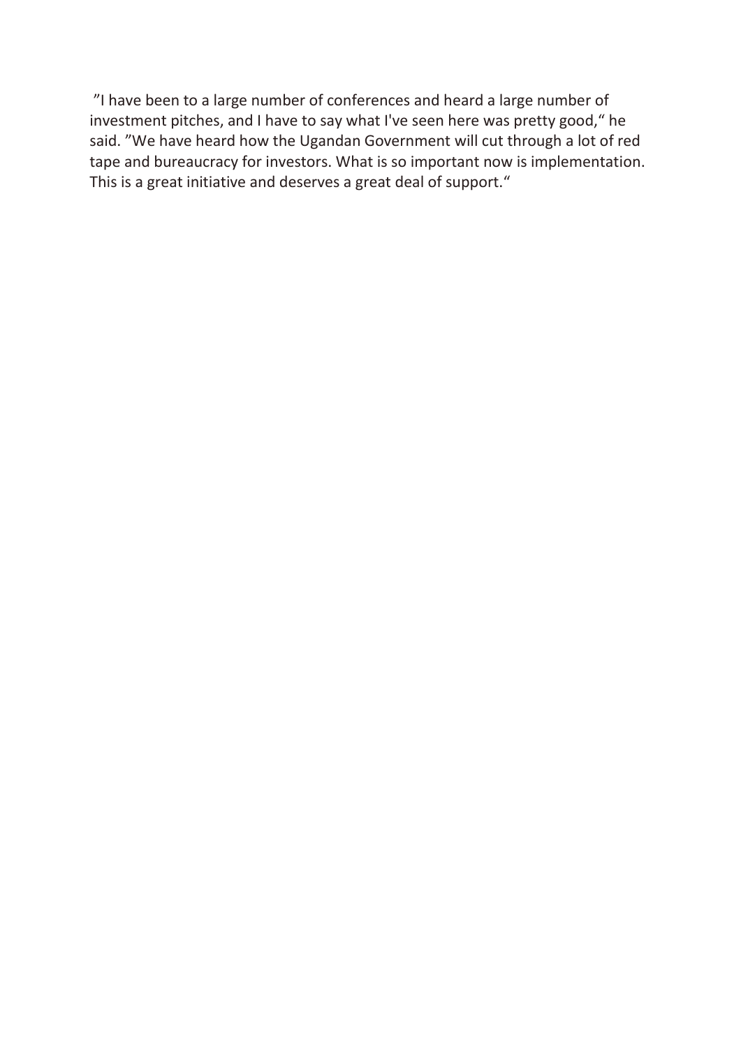”I have been to a large number of conferences and heard a large number of investment pitches, and I have to say what I've seen here was pretty good,“ he said. ”We have heard how the Ugandan Government will cut through a lot of red tape and bureaucracy for investors. What is so important now is implementation. This is a great initiative and deserves a great deal of support.“